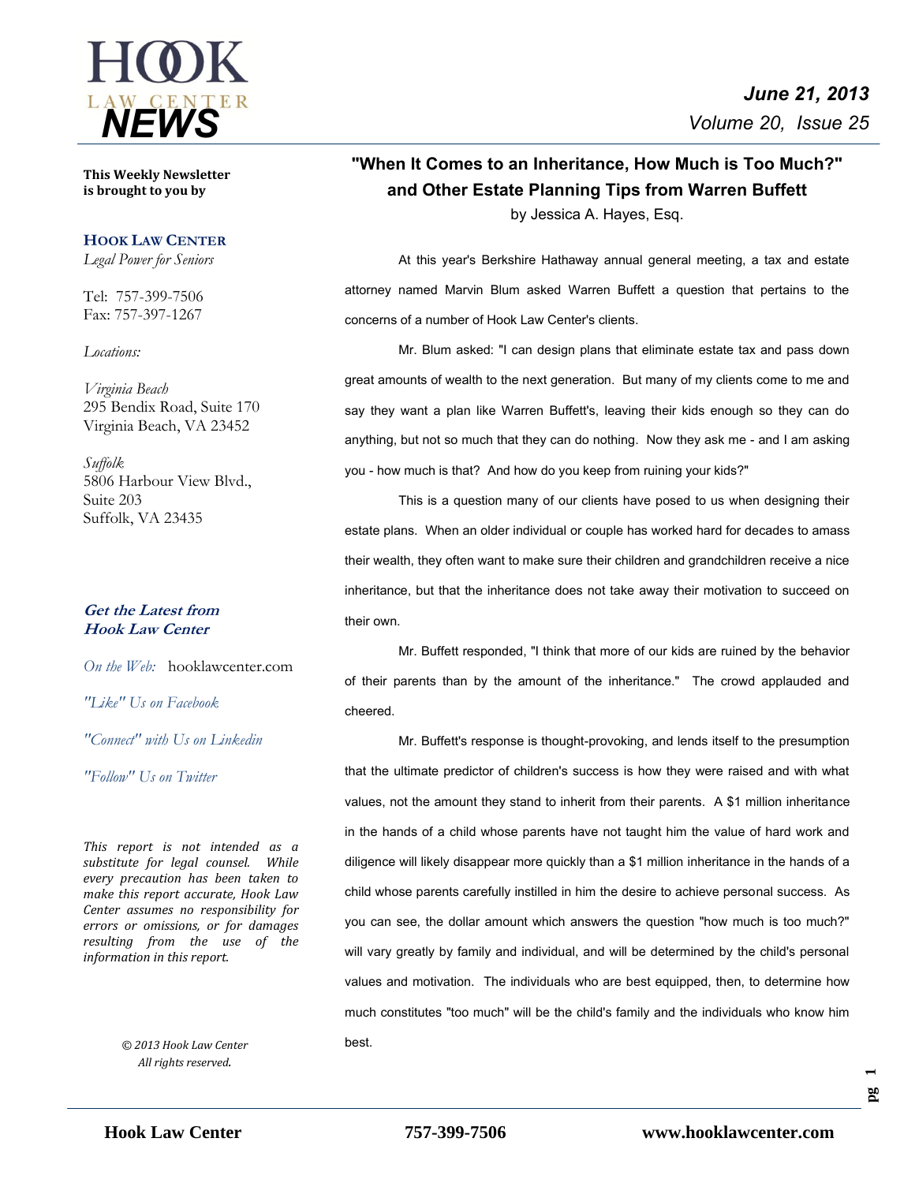# HOOK LAW CENTER NEWS

*June 21, 2013*
*Volume 20, Issue 25*

**This Weekly Newsletter is brought to you by**

**HOOK LAW CENTER**
*Legal Power for Seniors*

Tel: 757-399-7506
Fax: 757-397-1267

*Locations:*

*Virginia Beach*
295 Bendix Road, Suite 170
Virginia Beach, VA 23452

*Suffolk*
5806 Harbour View Blvd.,
Suite 203
Suffolk, VA 23435

***Get the Latest from Hook Law Center***

*On the Web:* hooklawcenter.com

*"Like" Us on Facebook*

*"Connect" with Us on Linkedin*

*"Follow" Us on Twitter*

*This report is not intended as a substitute for legal counsel. While every precaution has been taken to make this report accurate, Hook Law Center assumes no responsibility for errors or omissions, or for damages resulting from the use of the information in this report.*

*© 2013 Hook Law Center*
*All rights reserved.*

## "When It Comes to an Inheritance, How Much is Too Much?" and Other Estate Planning Tips from Warren Buffett

by Jessica A. Hayes, Esq.

At this year's Berkshire Hathaway annual general meeting, a tax and estate attorney named Marvin Blum asked Warren Buffett a question that pertains to the concerns of a number of Hook Law Center's clients.

Mr. Blum asked: "I can design plans that eliminate estate tax and pass down great amounts of wealth to the next generation. But many of my clients come to me and say they want a plan like Warren Buffett's, leaving their kids enough so they can do anything, but not so much that they can do nothing. Now they ask me - and I am asking you - how much is that? And how do you keep from ruining your kids?"

This is a question many of our clients have posed to us when designing their estate plans. When an older individual or couple has worked hard for decades to amass their wealth, they often want to make sure their children and grandchildren receive a nice inheritance, but that the inheritance does not take away their motivation to succeed on their own.

Mr. Buffett responded, "I think that more of our kids are ruined by the behavior of their parents than by the amount of the inheritance." The crowd applauded and cheered.

Mr. Buffett's response is thought-provoking, and lends itself to the presumption that the ultimate predictor of children's success is how they were raised and with what values, not the amount they stand to inherit from their parents. A $1 million inheritance in the hands of a child whose parents have not taught him the value of hard work and diligence will likely disappear more quickly than a $1 million inheritance in the hands of a child whose parents carefully instilled in him the desire to achieve personal success. As you can see, the dollar amount which answers the question "how much is too much?" will vary greatly by family and individual, and will be determined by the child's personal values and motivation. The individuals who are best equipped, then, to determine how much constitutes "too much" will be the child's family and the individuals who know him best.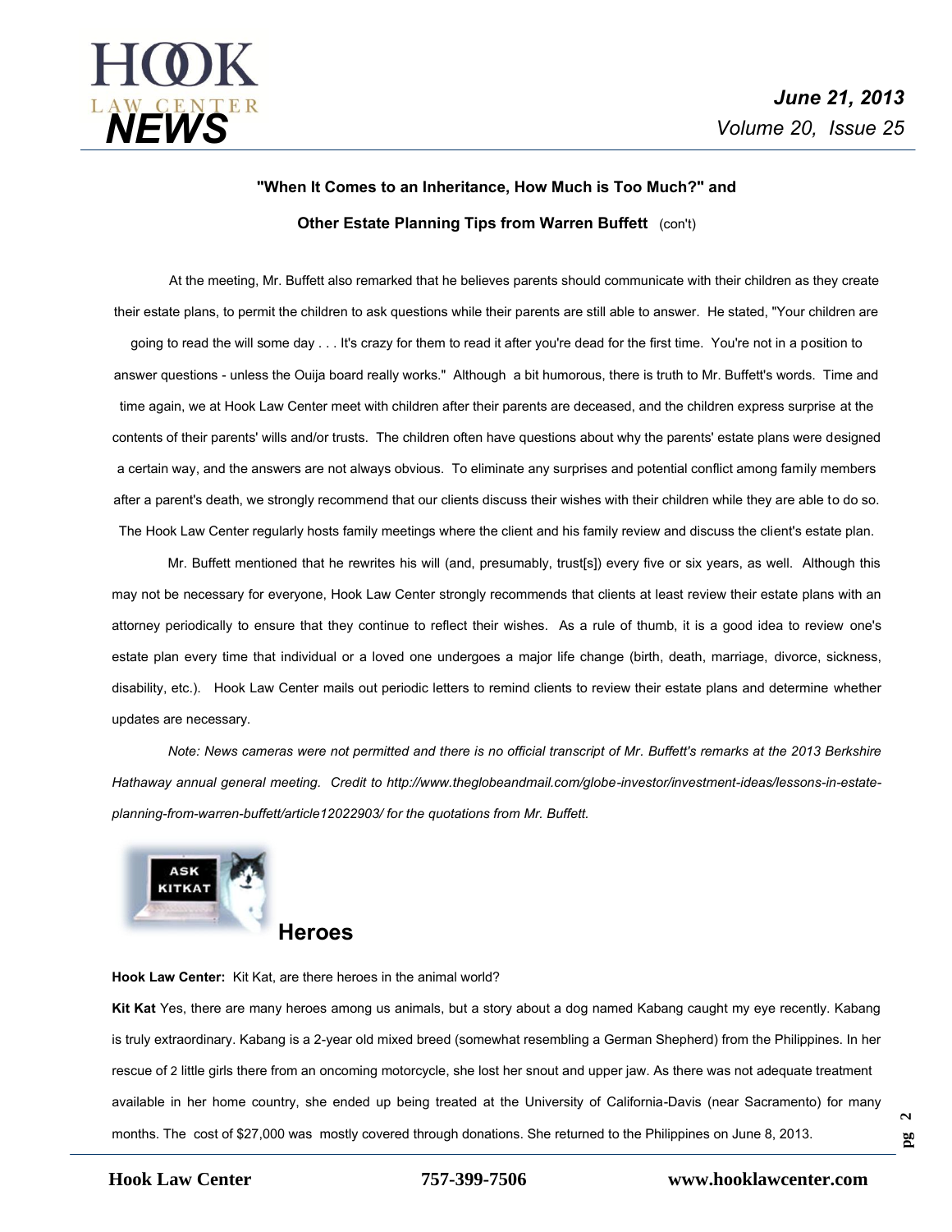## "When It Comes to an Inheritance, How Much is Too Much?" and Other Estate Planning Tips from Warren Buffett (con't)

At the meeting, Mr. Buffett also remarked that he believes parents should communicate with their children as they create their estate plans, to permit the children to ask questions while their parents are still able to answer. He stated, "Your children are going to read the will some day . . . It's crazy for them to read it after you're dead for the first time. You're not in a position to answer questions - unless the Ouija board really works." Although a bit humorous, there is truth to Mr. Buffett's words. Time and time again, we at Hook Law Center meet with children after their parents are deceased, and the children express surprise at the contents of their parents' wills and/or trusts. The children often have questions about why the parents' estate plans were designed a certain way, and the answers are not always obvious. To eliminate any surprises and potential conflict among family members after a parent's death, we strongly recommend that our clients discuss their wishes with their children while they are able to do so. The Hook Law Center regularly hosts family meetings where the client and his family review and discuss the client's estate plan.

Mr. Buffett mentioned that he rewrites his will (and, presumably, trust[s]) every five or six years, as well. Although this may not be necessary for everyone, Hook Law Center strongly recommends that clients at least review their estate plans with an attorney periodically to ensure that they continue to reflect their wishes. As a rule of thumb, it is a good idea to review one's estate plan every time that individual or a loved one undergoes a major life change (birth, death, marriage, divorce, sickness, disability, etc.). Hook Law Center mails out periodic letters to remind clients to review their estate plans and determine whether updates are necessary.

*Note: News cameras were not permitted and there is no official transcript of Mr. Buffett's remarks at the 2013 Berkshire Hathaway annual general meeting. Credit to http://www.theglobeandmail.com/globe-investor/investment-ideas/lessons-in-estate-planning-from-warren-buffett/article12022903/ for the quotations from Mr. Buffett.*

## Heroes

**Hook Law Center:** Kit Kat, are there heroes in the animal world?

**Kit Kat** Yes, there are many heroes among us animals, but a story about a dog named Kabang caught my eye recently. Kabang is truly extraordinary. Kabang is a 2-year old mixed breed (somewhat resembling a German Shepherd) from the Philippines. In her rescue of 2 little girls there from an oncoming motorcycle, she lost her snout and upper jaw. As there was not adequate treatment available in her home country, she ended up being treated at the University of California-Davis (near Sacramento) for many months. The cost of $27,000 was mostly covered through donations. She returned to the Philippines on June 8, 2013.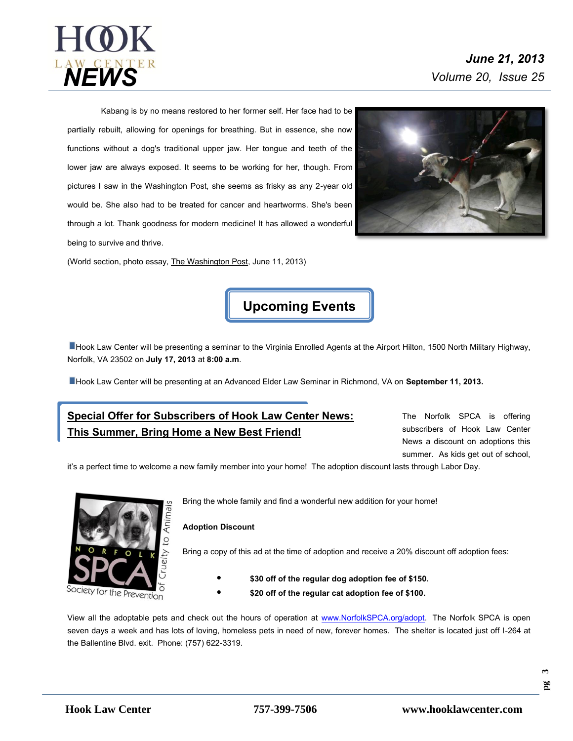Kabang is by no means restored to her former self. Her face had to be partially rebuilt, allowing for openings for breathing. But in essence, she now functions without a dog's traditional upper jaw. Her tongue and teeth of the lower jaw are always exposed. It seems to be working for her, though. From pictures I saw in the Washington Post, she seems as frisky as any 2-year old would be. She also had to be treated for cancer and heartworms. She's been through a lot. Thank goodness for modern medicine! It has allowed a wonderful being to survive and thrive.

(World section, photo essay, The Washington Post, June 11, 2013)

## Upcoming Events

- Hook Law Center will be presenting a seminar to the Virginia Enrolled Agents at the Airport Hilton, 1500 North Military Highway, Norfolk, VA 23502 on **July 17, 2013** at **8:00 a.m**.
- Hook Law Center will be presenting at an Advanced Elder Law Seminar in Richmond, VA on **September 11, 2013.**

## Special Offer for Subscribers of Hook Law Center News: This Summer, Bring Home a New Best Friend!

The Norfolk SPCA is offering subscribers of Hook Law Center News a discount on adoptions this summer. As kids get out of school, it's a perfect time to welcome a new family member into your home! The adoption discount lasts through Labor Day.

Bring the whole family and find a wonderful new addition for your home!

**Adoption Discount**

Bring a copy of this ad at the time of adoption and receive a 20% discount off adoption fees:

- **$30 off of the regular dog adoption fee of $150.**
- **$20 off of the regular cat adoption fee of $100.**

View all the adoptable pets and check out the hours of operation at www.NorfolkSPCA.org/adopt. The Norfolk SPCA is open seven days a week and has lots of loving, homeless pets in need of new, forever homes. The shelter is located just off I-264 at the Ballentine Blvd. exit. Phone: (757) 622-3319.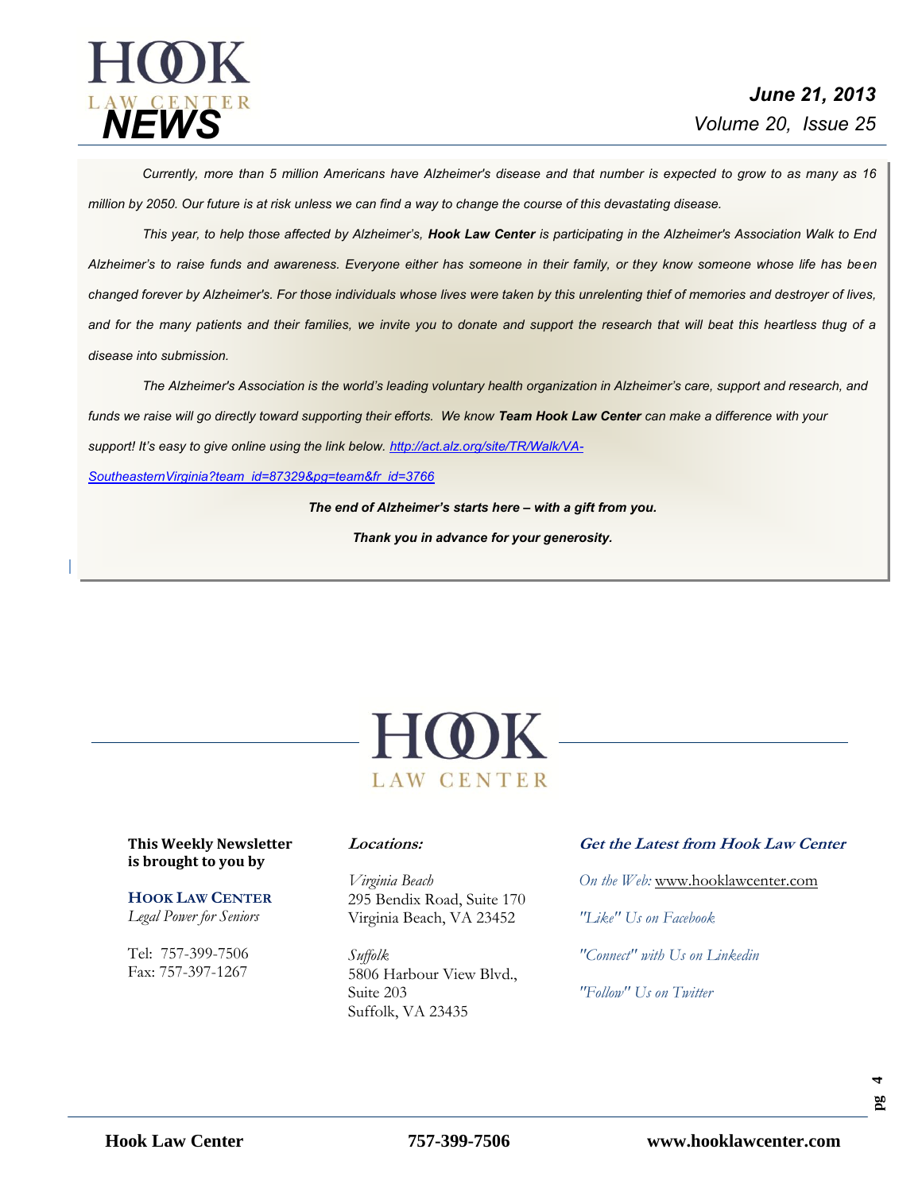*Currently, more than 5 million Americans have Alzheimer's disease and that number is expected to grow to as many as 16 million by 2050. Our future is at risk unless we can find a way to change the course of this devastating disease.*

*This year, to help those affected by Alzheimer's,* ***Hook Law Center*** *is participating in the Alzheimer's Association Walk to End Alzheimer's to raise funds and awareness. Everyone either has someone in their family, or they know someone whose life has been changed forever by Alzheimer's. For those individuals whose lives were taken by this unrelenting thief of memories and destroyer of lives, and for the many patients and their families, we invite you to donate and support the research that will beat this heartless thug of a disease into submission.*

*The Alzheimer's Association is the world's leading voluntary health organization in Alzheimer's care, support and research, and funds we raise will go directly toward supporting their efforts. We know* ***Team Hook Law Center*** *can make a difference with your support! It's easy to give online using the link below.* [http://act.alz.org/site/TR/Walk/VA-SoutheasternVirginia?team_id=87329&pg=team&fr_id=3766](http://act.alz.org/site/TR/Walk/VA-SoutheasternVirginia?team_id=87329&pg=team&fr_id=3766)

***The end of Alzheimer's starts here – with a gift from you.***

***Thank you in advance for your generosity.***

HOOK LAW CENTER

**This Weekly Newsletter is brought to you by**

**HOOK LAW CENTER**
*Legal Power for Seniors*

Tel: 757-399-7506
Fax: 757-397-1267

***Locations:***

*Virginia Beach*
295 Bendix Road, Suite 170
Virginia Beach, VA 23452

*Suffolk*
5806 Harbour View Blvd.,
Suite 203
Suffolk, VA 23435

***Get the Latest from Hook Law Center***

*On the Web:* www.hooklawcenter.com

*"Like" Us on Facebook*

*"Connect" with Us on Linkedin*

*"Follow" Us on Twitter*